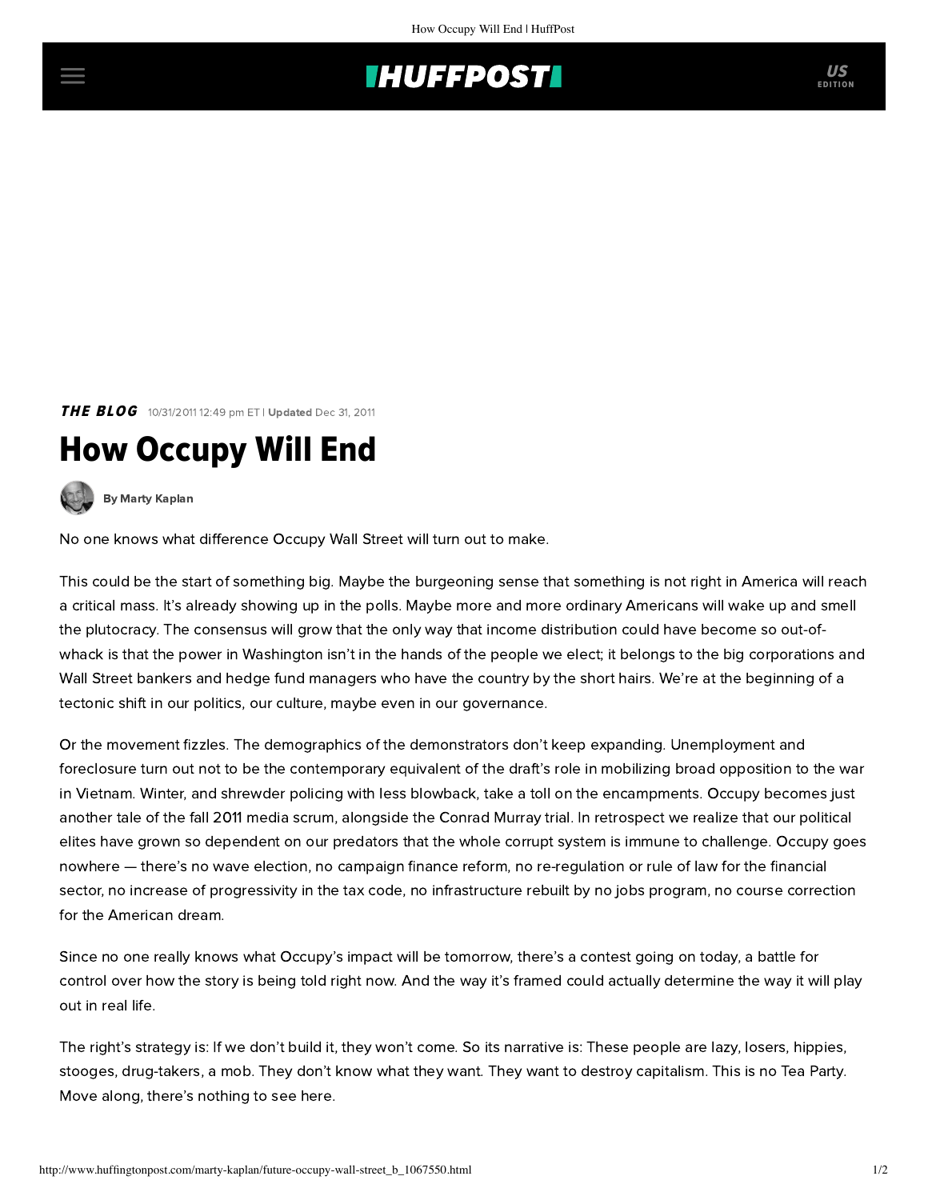**THE BLOG** 10/31/2011 12:49 pm ET | **Updated** Dec 31, 2011

# How Occupy Will End

**By Marty Kaplan**

No one knows what difference Occupy Wall Street will turn out to make.

This could be the start of something big. Maybe the burgeoning sense that something is not right in America will reach a critical mass. It's already showing up in the polls. Maybe more and more ordinary Americans will wake up and smell the plutocracy. The consensus will grow that the only way that income distribution could have become so out-of-whack is that the power in Washington isn't in the hands of the people we elect; it belongs to the big corporations and Wall Street bankers and hedge fund managers who have the country by the short hairs. We're at the beginning of a tectonic shift in our politics, our culture, maybe even in our governance.

Or the movement fizzles. The demographics of the demonstrators don't keep expanding. Unemployment and foreclosure turn out not to be the contemporary equivalent of the draft's role in mobilizing broad opposition to the war in Vietnam. Winter, and shrewder policing with less blowback, take a toll on the encampments. Occupy becomes just another tale of the fall 2011 media scrum, alongside the Conrad Murray trial. In retrospect we realize that our political elites have grown so dependent on our predators that the whole corrupt system is immune to challenge. Occupy goes nowhere — there's no wave election, no campaign finance reform, no re-regulation or rule of law for the financial sector, no increase of progressivity in the tax code, no infrastructure rebuilt by no jobs program, no course correction for the American dream.

Since no one really knows what Occupy's impact will be tomorrow, there's a contest going on today, a battle for control over how the story is being told right now. And the way it's framed could actually determine the way it will play out in real life.

The right's strategy is: If we don't build it, they won't come. So its narrative is: These people are lazy, losers, hippies, stooges, drug-takers, a mob. They don't know what they want. They want to destroy capitalism. This is no Tea Party. Move along, there's nothing to see here.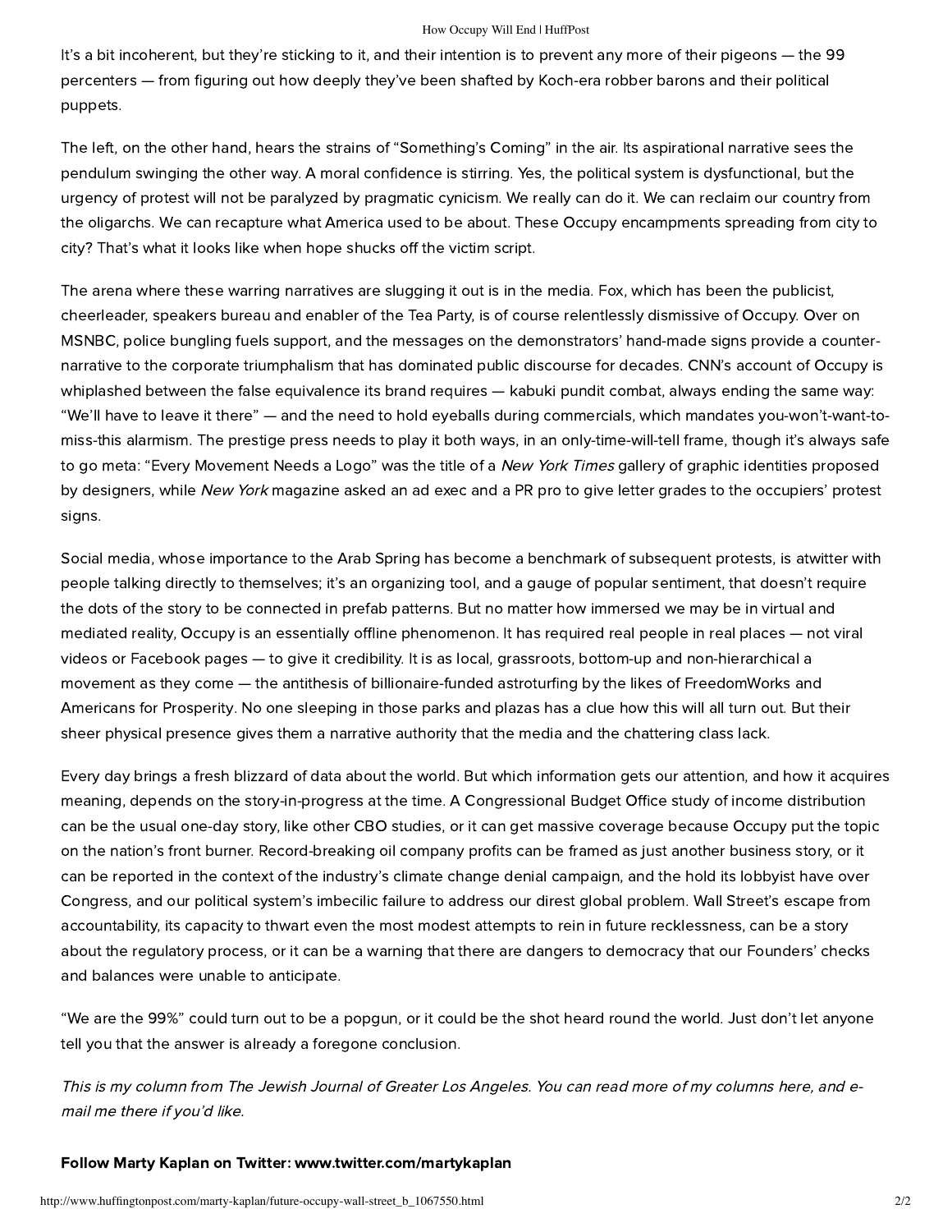It's a bit incoherent, but they're sticking to it, and their intention is to prevent any more of their pigeons — the 99 percenters — from figuring out how deeply they've been shafted by Koch-era robber barons and their political puppets.

The left, on the other hand, hears the strains of "Something's Coming" in the air. Its aspirational narrative sees the pendulum swinging the other way. A moral confidence is stirring. Yes, the political system is dysfunctional, but the urgency of protest will not be paralyzed by pragmatic cynicism. We really can do it. We can reclaim our country from the oligarchs. We can recapture what America used to be about. These Occupy encampments spreading from city to city? That's what it looks like when hope shucks off the victim script.

The arena where these warring narratives are slugging it out is in the media. Fox, which has been the publicist, cheerleader, speakers bureau and enabler of the Tea Party, is of course relentlessly dismissive of Occupy. Over on MSNBC, police bungling fuels support, and the messages on the demonstrators' hand-made signs provide a counter-narrative to the corporate triumphalism that has dominated public discourse for decades. CNN's account of Occupy is whiplashed between the false equivalence its brand requires — kabuki pundit combat, always ending the same way: "We'll have to leave it there" — and the need to hold eyeballs during commercials, which mandates you-won't-want-to-miss-this alarmism. The prestige press needs to play it both ways, in an only-time-will-tell frame, though it's always safe to go meta: "Every Movement Needs a Logo" was the title of a *New York Times* gallery of graphic identities proposed by designers, while *New York* magazine asked an ad exec and a PR pro to give letter grades to the occupiers' protest signs.

Social media, whose importance to the Arab Spring has become a benchmark of subsequent protests, is atwitter with people talking directly to themselves; it's an organizing tool, and a gauge of popular sentiment, that doesn't require the dots of the story to be connected in prefab patterns. But no matter how immersed we may be in virtual and mediated reality, Occupy is an essentially offline phenomenon. It has required real people in real places — not viral videos or Facebook pages — to give it credibility. It is as local, grassroots, bottom-up and non-hierarchical a movement as they come — the antithesis of billionaire-funded astroturfing by the likes of FreedomWorks and Americans for Prosperity. No one sleeping in those parks and plazas has a clue how this will all turn out. But their sheer physical presence gives them a narrative authority that the media and the chattering class lack.

Every day brings a fresh blizzard of data about the world. But which information gets our attention, and how it acquires meaning, depends on the story-in-progress at the time. A Congressional Budget Office study of income distribution can be the usual one-day story, like other CBO studies, or it can get massive coverage because Occupy put the topic on the nation's front burner. Record-breaking oil company profits can be framed as just another business story, or it can be reported in the context of the industry's climate change denial campaign, and the hold its lobbyist have over Congress, and our political system's imbecilic failure to address our direst global problem. Wall Street's escape from accountability, its capacity to thwart even the most modest attempts to rein in future recklessness, can be a story about the regulatory process, or it can be a warning that there are dangers to democracy that our Founders' checks and balances were unable to anticipate.

"We are the 99%" could turn out to be a popgun, or it could be the shot heard round the world. Just don't let anyone tell you that the answer is already a foregone conclusion.

*This is my column from The Jewish Journal of Greater Los Angeles. You can read more of my columns here, and e-mail me there if you'd like.*

**Follow Marty Kaplan on Twitter: www.twitter.com/martykaplan**